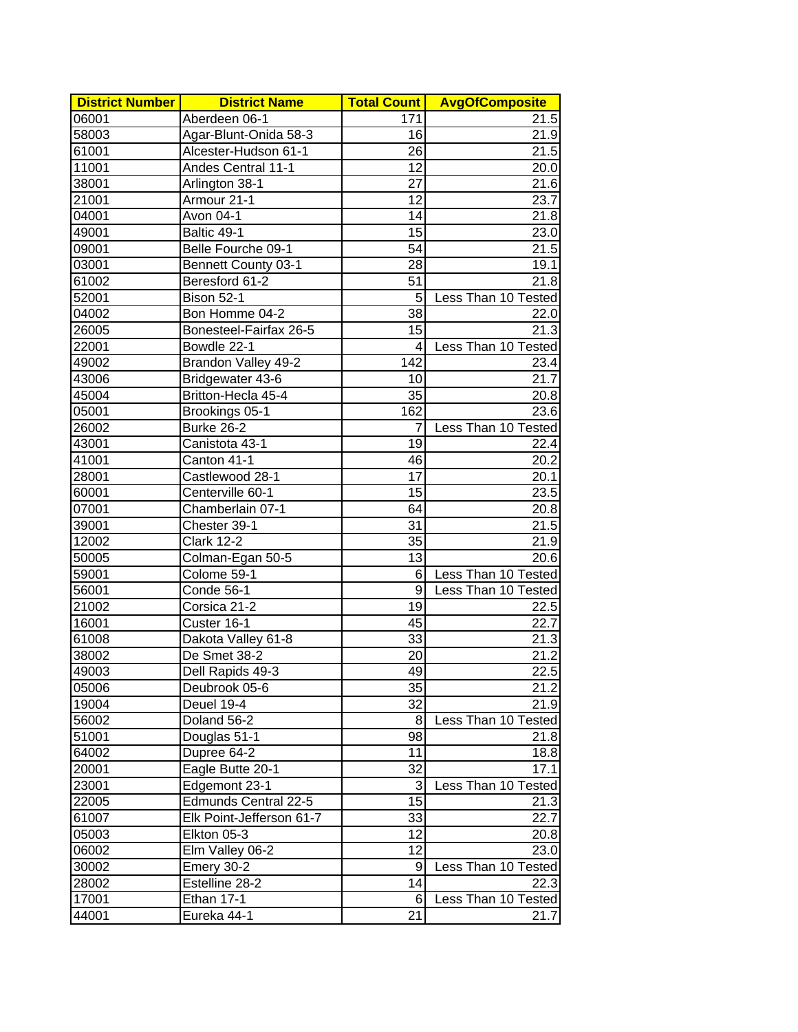| District Number | District Name | Total Count | AvgOfComposite |
|---|---|---|---|
| 06001 | Aberdeen 06-1 | 171 | 21.5 |
| 58003 | Agar-Blunt-Onida 58-3 | 16 | 21.9 |
| 61001 | Alcester-Hudson 61-1 | 26 | 21.5 |
| 11001 | Andes Central 11-1 | 12 | 20.0 |
| 38001 | Arlington 38-1 | 27 | 21.6 |
| 21001 | Armour 21-1 | 12 | 23.7 |
| 04001 | Avon 04-1 | 14 | 21.8 |
| 49001 | Baltic 49-1 | 15 | 23.0 |
| 09001 | Belle Fourche 09-1 | 54 | 21.5 |
| 03001 | Bennett County 03-1 | 28 | 19.1 |
| 61002 | Beresford 61-2 | 51 | 21.8 |
| 52001 | Bison 52-1 | 5 | Less Than 10 Tested |
| 04002 | Bon Homme 04-2 | 38 | 22.0 |
| 26005 | Bonesteel-Fairfax 26-5 | 15 | 21.3 |
| 22001 | Bowdle 22-1 | 4 | Less Than 10 Tested |
| 49002 | Brandon Valley 49-2 | 142 | 23.4 |
| 43006 | Bridgewater 43-6 | 10 | 21.7 |
| 45004 | Britton-Hecla 45-4 | 35 | 20.8 |
| 05001 | Brookings 05-1 | 162 | 23.6 |
| 26002 | Burke 26-2 | 7 | Less Than 10 Tested |
| 43001 | Canistota 43-1 | 19 | 22.4 |
| 41001 | Canton 41-1 | 46 | 20.2 |
| 28001 | Castlewood 28-1 | 17 | 20.1 |
| 60001 | Centerville 60-1 | 15 | 23.5 |
| 07001 | Chamberlain 07-1 | 64 | 20.8 |
| 39001 | Chester 39-1 | 31 | 21.5 |
| 12002 | Clark 12-2 | 35 | 21.9 |
| 50005 | Colman-Egan 50-5 | 13 | 20.6 |
| 59001 | Colome 59-1 | 6 | Less Than 10 Tested |
| 56001 | Conde 56-1 | 9 | Less Than 10 Tested |
| 21002 | Corsica 21-2 | 19 | 22.5 |
| 16001 | Custer 16-1 | 45 | 22.7 |
| 61008 | Dakota Valley 61-8 | 33 | 21.3 |
| 38002 | De Smet 38-2 | 20 | 21.2 |
| 49003 | Dell Rapids 49-3 | 49 | 22.5 |
| 05006 | Deubrook 05-6 | 35 | 21.2 |
| 19004 | Deuel 19-4 | 32 | 21.9 |
| 56002 | Doland 56-2 | 8 | Less Than 10 Tested |
| 51001 | Douglas 51-1 | 98 | 21.8 |
| 64002 | Dupree 64-2 | 11 | 18.8 |
| 20001 | Eagle Butte 20-1 | 32 | 17.1 |
| 23001 | Edgemont 23-1 | 3 | Less Than 10 Tested |
| 22005 | Edmunds Central 22-5 | 15 | 21.3 |
| 61007 | Elk Point-Jefferson 61-7 | 33 | 22.7 |
| 05003 | Elkton 05-3 | 12 | 20.8 |
| 06002 | Elm Valley 06-2 | 12 | 23.0 |
| 30002 | Emery 30-2 | 9 | Less Than 10 Tested |
| 28002 | Estelline 28-2 | 14 | 22.3 |
| 17001 | Ethan 17-1 | 6 | Less Than 10 Tested |
| 44001 | Eureka 44-1 | 21 | 21.7 |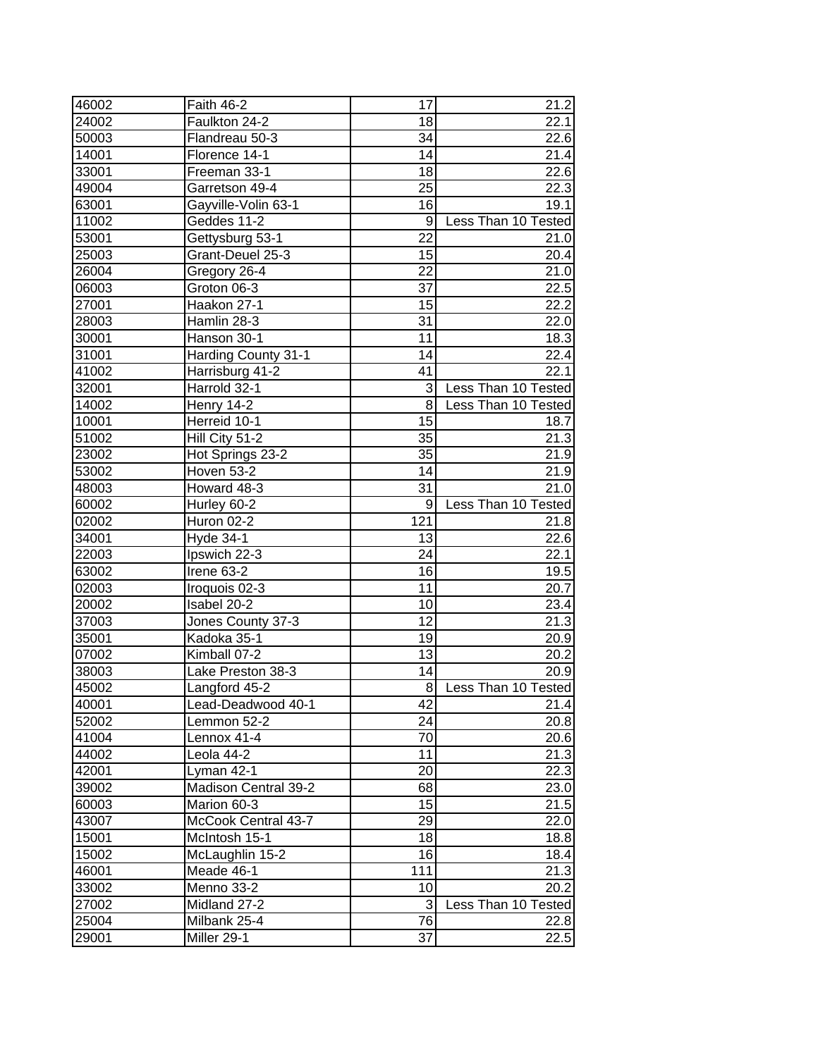| | | | |
|---|---|---|---|
| 46002 | Faith 46-2 | 17 | 21.2 |
| 24002 | Faulkton 24-2 | 18 | 22.1 |
| 50003 | Flandreau 50-3 | 34 | 22.6 |
| 14001 | Florence 14-1 | 14 | 21.4 |
| 33001 | Freeman 33-1 | 18 | 22.6 |
| 49004 | Garretson 49-4 | 25 | 22.3 |
| 63001 | Gayville-Volin 63-1 | 16 | 19.1 |
| 11002 | Geddes 11-2 | 9 | Less Than 10 Tested |
| 53001 | Gettysburg 53-1 | 22 | 21.0 |
| 25003 | Grant-Deuel 25-3 | 15 | 20.4 |
| 26004 | Gregory 26-4 | 22 | 21.0 |
| 06003 | Groton 06-3 | 37 | 22.5 |
| 27001 | Haakon 27-1 | 15 | 22.2 |
| 28003 | Hamlin 28-3 | 31 | 22.0 |
| 30001 | Hanson 30-1 | 11 | 18.3 |
| 31001 | Harding County 31-1 | 14 | 22.4 |
| 41002 | Harrisburg 41-2 | 41 | 22.1 |
| 32001 | Harrold 32-1 | 3 | Less Than 10 Tested |
| 14002 | Henry 14-2 | 8 | Less Than 10 Tested |
| 10001 | Herreid 10-1 | 15 | 18.7 |
| 51002 | Hill City 51-2 | 35 | 21.3 |
| 23002 | Hot Springs 23-2 | 35 | 21.9 |
| 53002 | Hoven 53-2 | 14 | 21.9 |
| 48003 | Howard 48-3 | 31 | 21.0 |
| 60002 | Hurley 60-2 | 9 | Less Than 10 Tested |
| 02002 | Huron 02-2 | 121 | 21.8 |
| 34001 | Hyde 34-1 | 13 | 22.6 |
| 22003 | Ipswich 22-3 | 24 | 22.1 |
| 63002 | Irene 63-2 | 16 | 19.5 |
| 02003 | Iroquois 02-3 | 11 | 20.7 |
| 20002 | Isabel 20-2 | 10 | 23.4 |
| 37003 | Jones County 37-3 | 12 | 21.3 |
| 35001 | Kadoka 35-1 | 19 | 20.9 |
| 07002 | Kimball 07-2 | 13 | 20.2 |
| 38003 | Lake Preston 38-3 | 14 | 20.9 |
| 45002 | Langford 45-2 | 8 | Less Than 10 Tested |
| 40001 | Lead-Deadwood 40-1 | 42 | 21.4 |
| 52002 | Lemmon 52-2 | 24 | 20.8 |
| 41004 | Lennox 41-4 | 70 | 20.6 |
| 44002 | Leola 44-2 | 11 | 21.3 |
| 42001 | Lyman 42-1 | 20 | 22.3 |
| 39002 | Madison Central 39-2 | 68 | 23.0 |
| 60003 | Marion 60-3 | 15 | 21.5 |
| 43007 | McCook Central 43-7 | 29 | 22.0 |
| 15001 | McIntosh 15-1 | 18 | 18.8 |
| 15002 | McLaughlin 15-2 | 16 | 18.4 |
| 46001 | Meade 46-1 | 111 | 21.3 |
| 33002 | Menno 33-2 | 10 | 20.2 |
| 27002 | Midland 27-2 | 3 | Less Than 10 Tested |
| 25004 | Milbank 25-4 | 76 | 22.8 |
| 29001 | Miller 29-1 | 37 | 22.5 |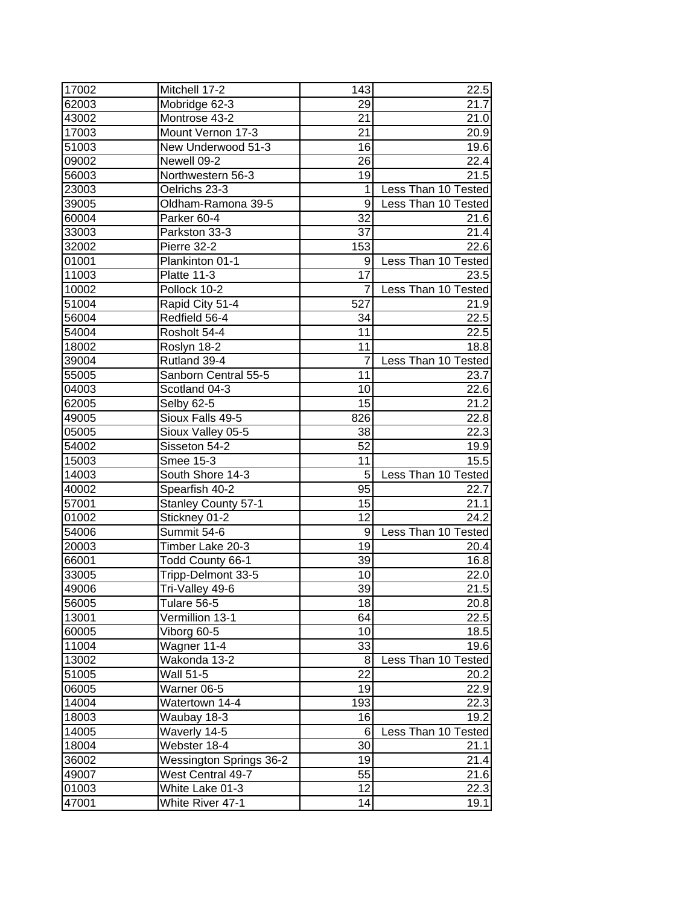| 17002 | Mitchell 17-2 | 143 | 22.5 |
|---|---|---|---|
| 62003 | Mobridge 62-3 | 29 | 21.7 |
| 43002 | Montrose 43-2 | 21 | 21.0 |
| 17003 | Mount Vernon 17-3 | 21 | 20.9 |
| 51003 | New Underwood 51-3 | 16 | 19.6 |
| 09002 | Newell 09-2 | 26 | 22.4 |
| 56003 | Northwestern 56-3 | 19 | 21.5 |
| 23003 | Oelrichs 23-3 | 1 | Less Than 10 Tested |
| 39005 | Oldham-Ramona 39-5 | 9 | Less Than 10 Tested |
| 60004 | Parker 60-4 | 32 | 21.6 |
| 33003 | Parkston 33-3 | 37 | 21.4 |
| 32002 | Pierre 32-2 | 153 | 22.6 |
| 01001 | Plankinton 01-1 | 9 | Less Than 10 Tested |
| 11003 | Platte 11-3 | 17 | 23.5 |
| 10002 | Pollock 10-2 | 7 | Less Than 10 Tested |
| 51004 | Rapid City 51-4 | 527 | 21.9 |
| 56004 | Redfield 56-4 | 34 | 22.5 |
| 54004 | Rosholt 54-4 | 11 | 22.5 |
| 18002 | Roslyn 18-2 | 11 | 18.8 |
| 39004 | Rutland 39-4 | 7 | Less Than 10 Tested |
| 55005 | Sanborn Central 55-5 | 11 | 23.7 |
| 04003 | Scotland 04-3 | 10 | 22.6 |
| 62005 | Selby 62-5 | 15 | 21.2 |
| 49005 | Sioux Falls 49-5 | 826 | 22.8 |
| 05005 | Sioux Valley 05-5 | 38 | 22.3 |
| 54002 | Sisseton 54-2 | 52 | 19.9 |
| 15003 | Smee 15-3 | 11 | 15.5 |
| 14003 | South Shore 14-3 | 5 | Less Than 10 Tested |
| 40002 | Spearfish 40-2 | 95 | 22.7 |
| 57001 | Stanley County 57-1 | 15 | 21.1 |
| 01002 | Stickney 01-2 | 12 | 24.2 |
| 54006 | Summit 54-6 | 9 | Less Than 10 Tested |
| 20003 | Timber Lake 20-3 | 19 | 20.4 |
| 66001 | Todd County 66-1 | 39 | 16.8 |
| 33005 | Tripp-Delmont 33-5 | 10 | 22.0 |
| 49006 | Tri-Valley 49-6 | 39 | 21.5 |
| 56005 | Tulare 56-5 | 18 | 20.8 |
| 13001 | Vermillion 13-1 | 64 | 22.5 |
| 60005 | Viborg 60-5 | 10 | 18.5 |
| 11004 | Wagner 11-4 | 33 | 19.6 |
| 13002 | Wakonda 13-2 | 8 | Less Than 10 Tested |
| 51005 | Wall 51-5 | 22 | 20.2 |
| 06005 | Warner 06-5 | 19 | 22.9 |
| 14004 | Watertown 14-4 | 193 | 22.3 |
| 18003 | Waubay 18-3 | 16 | 19.2 |
| 14005 | Waverly 14-5 | 6 | Less Than 10 Tested |
| 18004 | Webster 18-4 | 30 | 21.1 |
| 36002 | Wessington Springs 36-2 | 19 | 21.4 |
| 49007 | West Central 49-7 | 55 | 21.6 |
| 01003 | White Lake 01-3 | 12 | 22.3 |
| 47001 | White River 47-1 | 14 | 19.1 |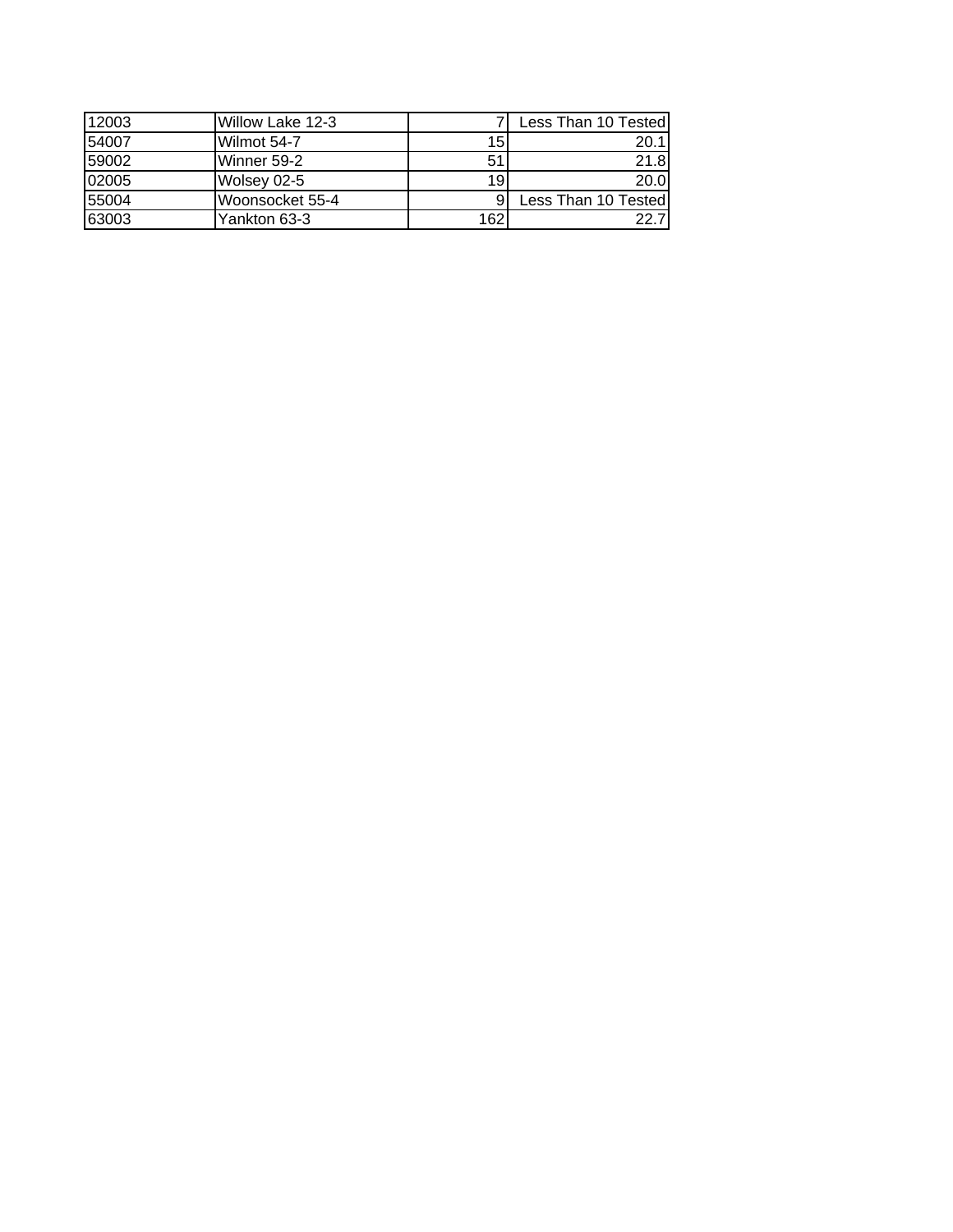| | | | |
|---|---|---|---|
| 12003 | Willow Lake 12-3 | 7 | Less Than 10 Tested |
| 54007 | Wilmot 54-7 | 15 | 20.1 |
| 59002 | Winner 59-2 | 51 | 21.8 |
| 02005 | Wolsey 02-5 | 19 | 20.0 |
| 55004 | Woonsocket 55-4 | 9 | Less Than 10 Tested |
| 63003 | Yankton 63-3 | 162 | 22.7 |